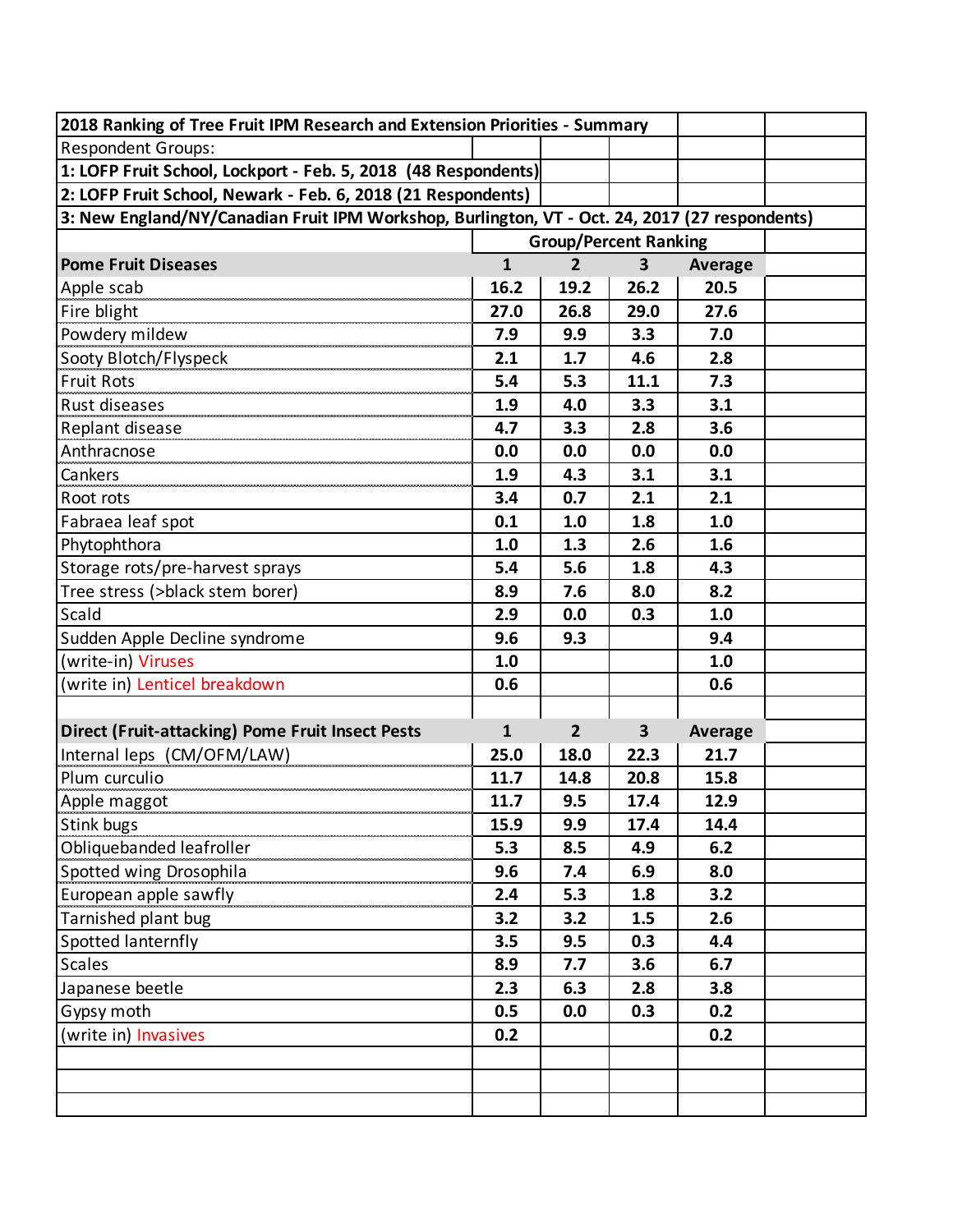**2018 Ranking of Tree Fruit IPM Research and Extension Priorities - Summary**

Respondent Groups:

**1: LOFP Fruit School, Lockport - Feb. 5, 2018 (48 Respondents)**

**2: LOFP Fruit School, Newark - Feb. 6, 2018 (21 Respondents)**

**3: New England/NY/Canadian Fruit IPM Workshop, Burlington, VT - Oct. 24, 2017 (27 respondents)**

| | Group/Percent Ranking | | | |
|---|---|---|---|---|
| **Pome Fruit Diseases** | **1** | **2** | **3** | **Average** |
| Apple scab | **16.2** | **19.2** | **26.2** | **20.5** |
| Fire blight | **27.0** | **26.8** | **29.0** | **27.6** |
| Powdery mildew | **7.9** | **9.9** | **3.3** | **7.0** |
| Sooty Blotch/Flyspeck | **2.1** | **1.7** | **4.6** | **2.8** |
| Fruit Rots | **5.4** | **5.3** | **11.1** | **7.3** |
| Rust diseases | **1.9** | **4.0** | **3.3** | **3.1** |
| Replant disease | **4.7** | **3.3** | **2.8** | **3.6** |
| Anthracnose | **0.0** | **0.0** | **0.0** | **0.0** |
| Cankers | **1.9** | **4.3** | **3.1** | **3.1** |
| Root rots | **3.4** | **0.7** | **2.1** | **2.1** |
| Fabraea leaf spot | **0.1** | **1.0** | **1.8** | **1.0** |
| Phytophthora | **1.0** | **1.3** | **2.6** | **1.6** |
| Storage rots/pre-harvest sprays | **5.4** | **5.6** | **1.8** | **4.3** |
| Tree stress (>black stem borer) | **8.9** | **7.6** | **8.0** | **8.2** |
| Scald | **2.9** | **0.0** | **0.3** | **1.0** |
| Sudden Apple Decline syndrome | **9.6** | **9.3** | | **9.4** |
| (write-in) Viruses | **1.0** | | | **1.0** |
| (write in) Lenticel breakdown | **0.6** | | | **0.6** |
| | | | | |
| **Direct (Fruit-attacking) Pome Fruit Insect Pests** | **1** | **2** | **3** | **Average** |
| Internal leps (CM/OFM/LAW) | **25.0** | **18.0** | **22.3** | **21.7** |
| Plum curculio | **11.7** | **14.8** | **20.8** | **15.8** |
| Apple maggot | **11.7** | **9.5** | **17.4** | **12.9** |
| Stink bugs | **15.9** | **9.9** | **17.4** | **14.4** |
| Obliquebanded leafroller | **5.3** | **8.5** | **4.9** | **6.2** |
| Spotted wing Drosophila | **9.6** | **7.4** | **6.9** | **8.0** |
| European apple sawfly | **2.4** | **5.3** | **1.8** | **3.2** |
| Tarnished plant bug | **3.2** | **3.2** | **1.5** | **2.6** |
| Spotted lanternfly | **3.5** | **9.5** | **0.3** | **4.4** |
| Scales | **8.9** | **7.7** | **3.6** | **6.7** |
| Japanese beetle | **2.3** | **6.3** | **2.8** | **3.8** |
| Gypsy moth | **0.5** | **0.0** | **0.3** | **0.2** |
| (write in) Invasives | **0.2** | | | **0.2** |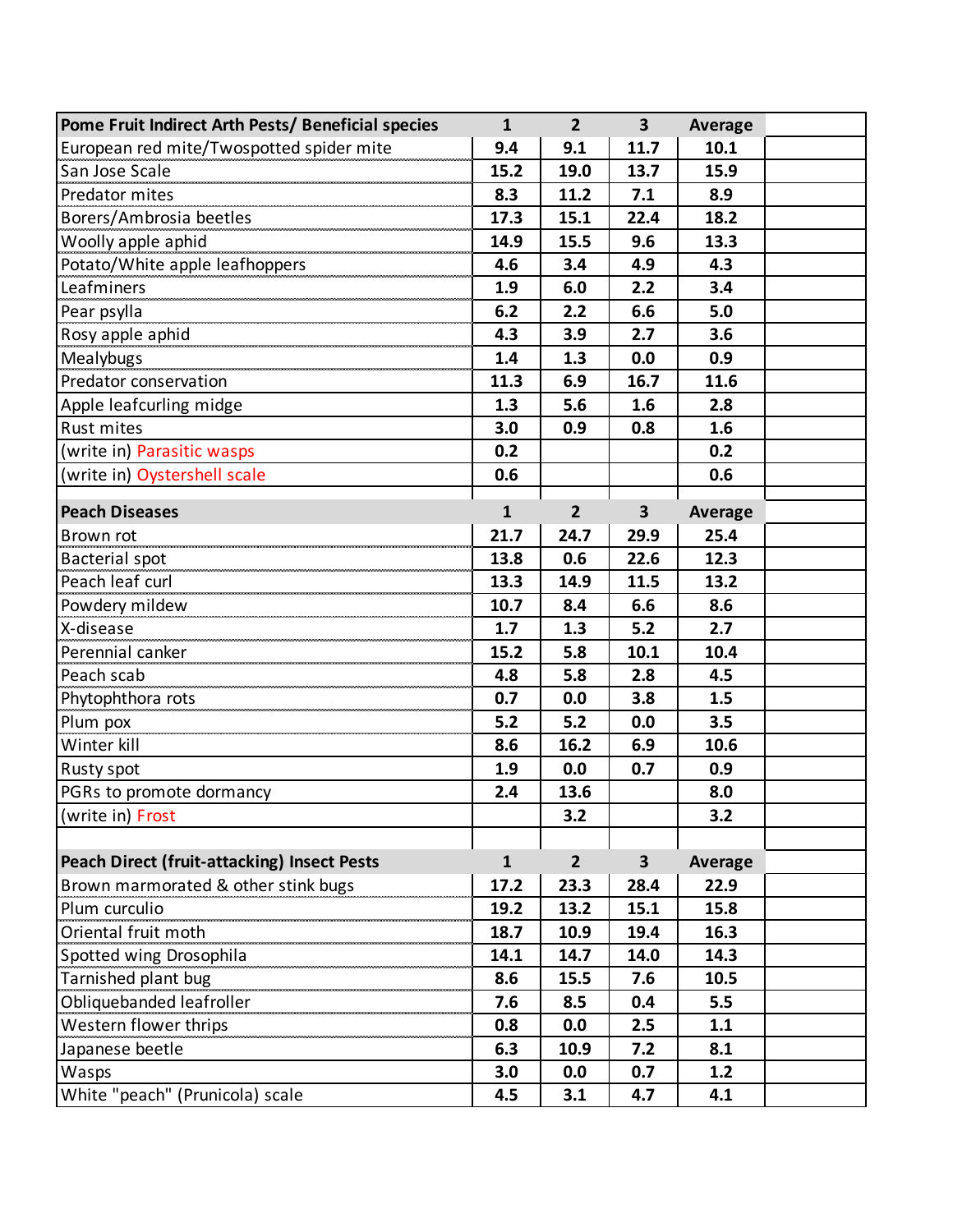| Pome Fruit Indirect Arth Pests/ Beneficial species | 1 | 2 | 3 | Average |
|---|---|---|---|---|
| European red mite/Twospotted spider mite | 9.4 | 9.1 | 11.7 | 10.1 |
| San Jose Scale | 15.2 | 19.0 | 13.7 | 15.9 |
| Predator mites | 8.3 | 11.2 | 7.1 | 8.9 |
| Borers/Ambrosia beetles | 17.3 | 15.1 | 22.4 | 18.2 |
| Woolly apple aphid | 14.9 | 15.5 | 9.6 | 13.3 |
| Potato/White apple leafhoppers | 4.6 | 3.4 | 4.9 | 4.3 |
| Leafminers | 1.9 | 6.0 | 2.2 | 3.4 |
| Pear psylla | 6.2 | 2.2 | 6.6 | 5.0 |
| Rosy apple aphid | 4.3 | 3.9 | 2.7 | 3.6 |
| Mealybugs | 1.4 | 1.3 | 0.0 | 0.9 |
| Predator conservation | 11.3 | 6.9 | 16.7 | 11.6 |
| Apple leafcurling midge | 1.3 | 5.6 | 1.6 | 2.8 |
| Rust mites | 3.0 | 0.9 | 0.8 | 1.6 |
| (write in) Parasitic wasps | 0.2 | | | 0.2 |
| (write in) Oystershell scale | 0.6 | | | 0.6 |

| Peach Diseases | 1 | 2 | 3 | Average |
|---|---|---|---|---|
| Brown rot | 21.7 | 24.7 | 29.9 | 25.4 |
| Bacterial spot | 13.8 | 0.6 | 22.6 | 12.3 |
| Peach leaf curl | 13.3 | 14.9 | 11.5 | 13.2 |
| Powdery mildew | 10.7 | 8.4 | 6.6 | 8.6 |
| X-disease | 1.7 | 1.3 | 5.2 | 2.7 |
| Perennial canker | 15.2 | 5.8 | 10.1 | 10.4 |
| Peach scab | 4.8 | 5.8 | 2.8 | 4.5 |
| Phytophthora rots | 0.7 | 0.0 | 3.8 | 1.5 |
| Plum pox | 5.2 | 5.2 | 0.0 | 3.5 |
| Winter kill | 8.6 | 16.2 | 6.9 | 10.6 |
| Rusty spot | 1.9 | 0.0 | 0.7 | 0.9 |
| PGRs to promote dormancy | 2.4 | 13.6 | | 8.0 |
| (write in) Frost | | 3.2 | | 3.2 |

| Peach Direct (fruit-attacking) Insect Pests | 1 | 2 | 3 | Average |
|---|---|---|---|---|
| Brown marmorated & other stink bugs | 17.2 | 23.3 | 28.4 | 22.9 |
| Plum curculio | 19.2 | 13.2 | 15.1 | 15.8 |
| Oriental fruit moth | 18.7 | 10.9 | 19.4 | 16.3 |
| Spotted wing Drosophila | 14.1 | 14.7 | 14.0 | 14.3 |
| Tarnished plant bug | 8.6 | 15.5 | 7.6 | 10.5 |
| Obliquebanded leafroller | 7.6 | 8.5 | 0.4 | 5.5 |
| Western flower thrips | 0.8 | 0.0 | 2.5 | 1.1 |
| Japanese beetle | 6.3 | 10.9 | 7.2 | 8.1 |
| Wasps | 3.0 | 0.0 | 0.7 | 1.2 |
| White "peach" (Prunicola) scale | 4.5 | 3.1 | 4.7 | 4.1 |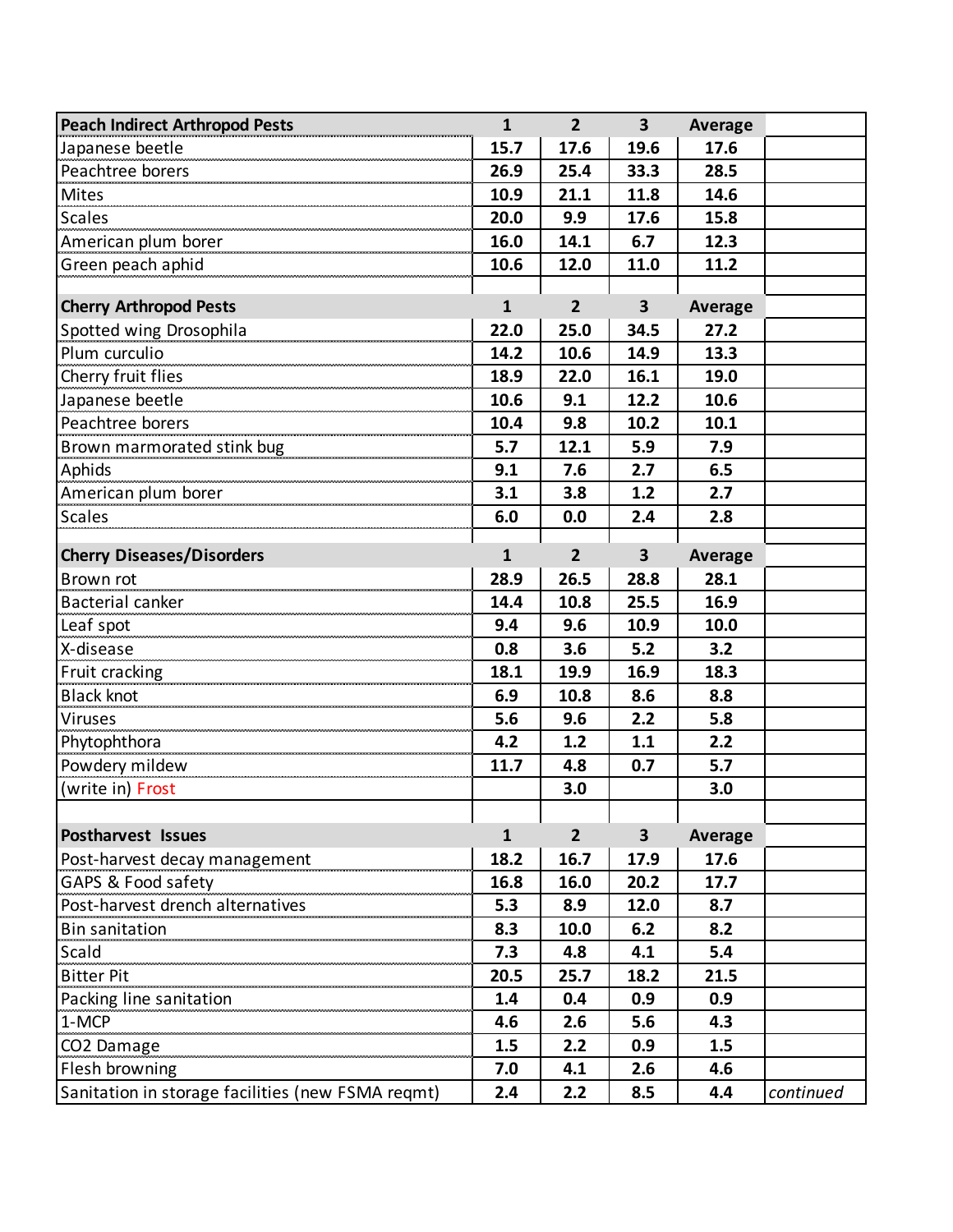| Peach Indirect Arthropod Pests | 1 | 2 | 3 | Average | |
|---|---|---|---|---|---|
| Japanese beetle | 15.7 | 17.6 | 19.6 | 17.6 | |
| Peachtree borers | 26.9 | 25.4 | 33.3 | 28.5 | |
| Mites | 10.9 | 21.1 | 11.8 | 14.6 | |
| Scales | 20.0 | 9.9 | 17.6 | 15.8 | |
| American plum borer | 16.0 | 14.1 | 6.7 | 12.3 | |
| Green peach aphid | 10.6 | 12.0 | 11.0 | 11.2 | |
| | | | | | |
| **Cherry Arthropod Pests** | **1** | **2** | **3** | **Average** | |
| Spotted wing Drosophila | 22.0 | 25.0 | 34.5 | 27.2 | |
| Plum curculio | 14.2 | 10.6 | 14.9 | 13.3 | |
| Cherry fruit flies | 18.9 | 22.0 | 16.1 | 19.0 | |
| Japanese beetle | 10.6 | 9.1 | 12.2 | 10.6 | |
| Peachtree borers | 10.4 | 9.8 | 10.2 | 10.1 | |
| Brown marmorated stink bug | 5.7 | 12.1 | 5.9 | 7.9 | |
| Aphids | 9.1 | 7.6 | 2.7 | 6.5 | |
| American plum borer | 3.1 | 3.8 | 1.2 | 2.7 | |
| Scales | 6.0 | 0.0 | 2.4 | 2.8 | |
| | | | | | |
| **Cherry Diseases/Disorders** | **1** | **2** | **3** | **Average** | |
| Brown rot | 28.9 | 26.5 | 28.8 | 28.1 | |
| Bacterial canker | 14.4 | 10.8 | 25.5 | 16.9 | |
| Leaf spot | 9.4 | 9.6 | 10.9 | 10.0 | |
| X-disease | 0.8 | 3.6 | 5.2 | 3.2 | |
| Fruit cracking | 18.1 | 19.9 | 16.9 | 18.3 | |
| Black knot | 6.9 | 10.8 | 8.6 | 8.8 | |
| Viruses | 5.6 | 9.6 | 2.2 | 5.8 | |
| Phytophthora | 4.2 | 1.2 | 1.1 | 2.2 | |
| Powdery mildew | 11.7 | 4.8 | 0.7 | 5.7 | |
| (write in) Frost | | 3.0 | | 3.0 | |
| | | | | | |
| **Postharvest Issues** | **1** | **2** | **3** | **Average** | |
| Post-harvest decay management | 18.2 | 16.7 | 17.9 | 17.6 | |
| GAPS & Food safety | 16.8 | 16.0 | 20.2 | 17.7 | |
| Post-harvest drench alternatives | 5.3 | 8.9 | 12.0 | 8.7 | |
| Bin sanitation | 8.3 | 10.0 | 6.2 | 8.2 | |
| Scald | 7.3 | 4.8 | 4.1 | 5.4 | |
| Bitter Pit | 20.5 | 25.7 | 18.2 | 21.5 | |
| Packing line sanitation | 1.4 | 0.4 | 0.9 | 0.9 | |
| 1-MCP | 4.6 | 2.6 | 5.6 | 4.3 | |
| $CO_2$ Damage | 1.5 | 2.2 | 0.9 | 1.5 | |
| Flesh browning | 7.0 | 4.1 | 2.6 | 4.6 | |
| Sanitation in storage facilities (new FSMA reqmt) | 2.4 | 2.2 | 8.5 | 4.4 | *continued* |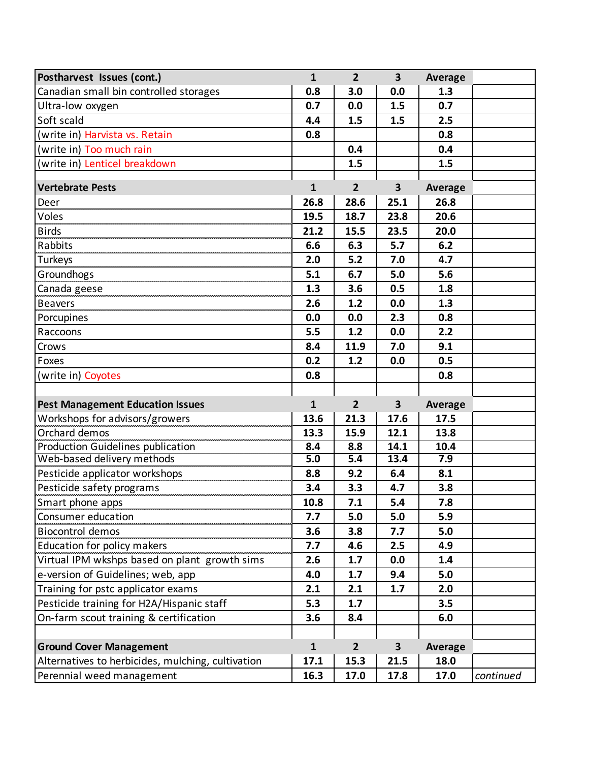| Postharvest Issues (cont.) | 1 | 2 | 3 | Average | |
|---|---|---|---|---|---|
| Canadian small bin controlled storages | 0.8 | 3.0 | 0.0 | 1.3 | |
| Ultra-low oxygen | 0.7 | 0.0 | 1.5 | 0.7 | |
| Soft scald | 4.4 | 1.5 | 1.5 | 2.5 | |
| (write in) Harvista vs. Retain | 0.8 | | | 0.8 | |
| (write in) Too much rain | | 0.4 | | 0.4 | |
| (write in) Lenticel breakdown | | 1.5 | | 1.5 | |
| | | | | | |
| **Vertebrate Pests** | **1** | **2** | **3** | **Average** | |
| Deer | 26.8 | 28.6 | 25.1 | 26.8 | |
| Voles | 19.5 | 18.7 | 23.8 | 20.6 | |
| Birds | 21.2 | 15.5 | 23.5 | 20.0 | |
| Rabbits | 6.6 | 6.3 | 5.7 | 6.2 | |
| Turkeys | 2.0 | 5.2 | 7.0 | 4.7 | |
| Groundhogs | 5.1 | 6.7 | 5.0 | 5.6 | |
| Canada geese | 1.3 | 3.6 | 0.5 | 1.8 | |
| Beavers | 2.6 | 1.2 | 0.0 | 1.3 | |
| Porcupines | 0.0 | 0.0 | 2.3 | 0.8 | |
| Raccoons | 5.5 | 1.2 | 0.0 | 2.2 | |
| Crows | 8.4 | 11.9 | 7.0 | 9.1 | |
| Foxes | 0.2 | 1.2 | 0.0 | 0.5 | |
| (write in) Coyotes | 0.8 | | | 0.8 | |
| | | | | | |
| **Pest Management Education Issues** | **1** | **2** | **3** | **Average** | |
| Workshops for advisors/growers | 13.6 | 21.3 | 17.6 | 17.5 | |
| Orchard demos | 13.3 | 15.9 | 12.1 | 13.8 | |
| Production Guidelines publication | 8.4 | 8.8 | 14.1 | 10.4 | |
| Web-based delivery methods | 5.0 | 5.4 | 13.4 | 7.9 | |
| Pesticide applicator workshops | 8.8 | 9.2 | 6.4 | 8.1 | |
| Pesticide safety programs | 3.4 | 3.3 | 4.7 | 3.8 | |
| Smart phone apps | 10.8 | 7.1 | 5.4 | 7.8 | |
| Consumer education | 7.7 | 5.0 | 5.0 | 5.9 | |
| Biocontrol demos | 3.6 | 3.8 | 7.7 | 5.0 | |
| Education for policy makers | 7.7 | 4.6 | 2.5 | 4.9 | |
| Virtual IPM wkshps based on plant growth sims | 2.6 | 1.7 | 0.0 | 1.4 | |
| e-version of Guidelines; web, app | 4.0 | 1.7 | 9.4 | 5.0 | |
| Training for pstc applicator exams | 2.1 | 2.1 | 1.7 | 2.0 | |
| Pesticide training for H2A/Hispanic staff | 5.3 | 1.7 | | 3.5 | |
| On-farm scout training & certification | 3.6 | 8.4 | | 6.0 | |
| | | | | | |
| **Ground Cover Management** | **1** | **2** | **3** | **Average** | |
| Alternatives to herbicides, mulching, cultivation | 17.1 | 15.3 | 21.5 | 18.0 | |
| Perennial weed management | 16.3 | 17.0 | 17.8 | 17.0 | *continued* |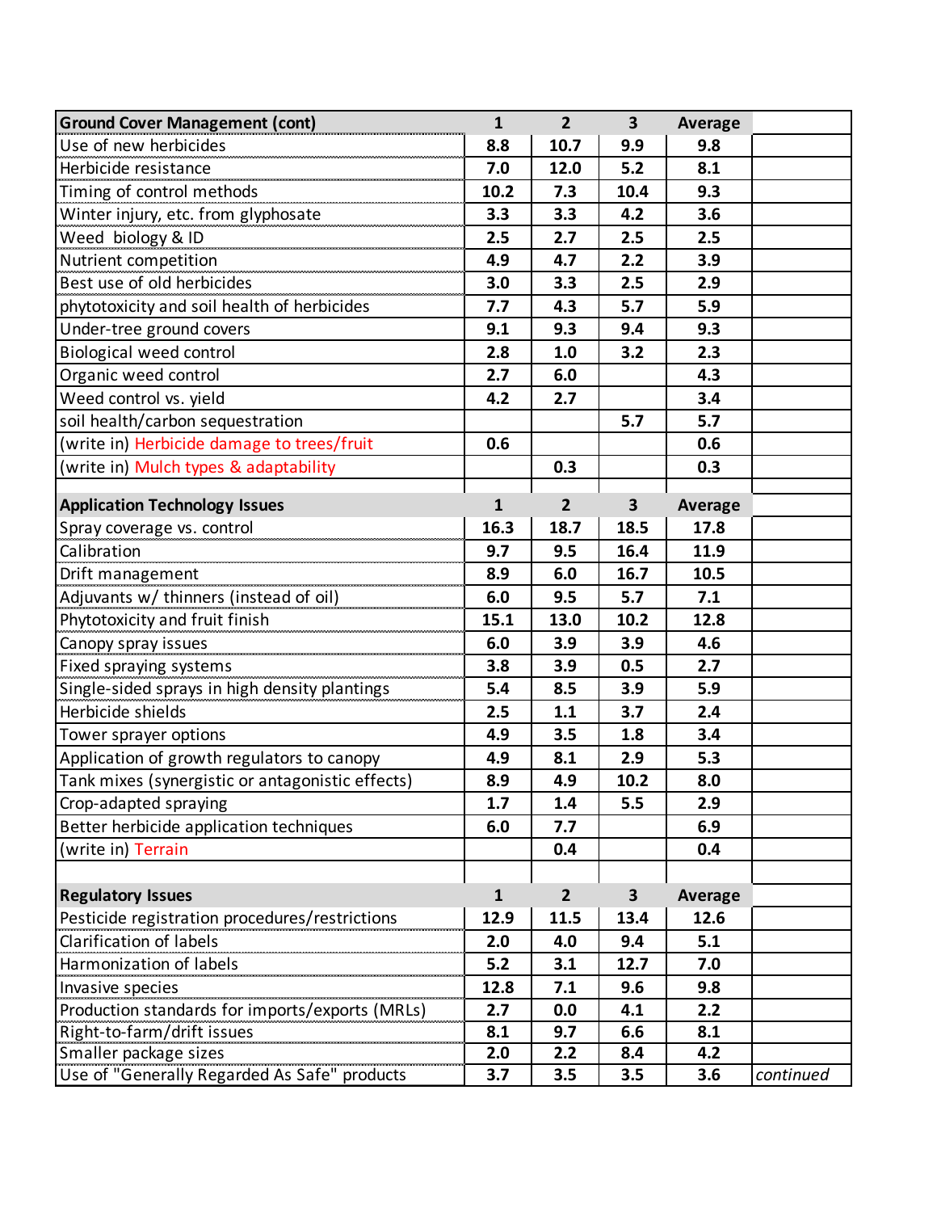| Ground Cover Management (cont) | 1 | 2 | 3 | Average | |
|---|---|---|---|---|---|
| Use of new herbicides | 8.8 | 10.7 | 9.9 | 9.8 | |
| Herbicide resistance | 7.0 | 12.0 | 5.2 | 8.1 | |
| Timing of control methods | 10.2 | 7.3 | 10.4 | 9.3 | |
| Winter injury, etc. from glyphosate | 3.3 | 3.3 | 4.2 | 3.6 | |
| Weed biology & ID | 2.5 | 2.7 | 2.5 | 2.5 | |
| Nutrient competition | 4.9 | 4.7 | 2.2 | 3.9 | |
| Best use of old herbicides | 3.0 | 3.3 | 2.5 | 2.9 | |
| phytotoxicity and soil health of herbicides | 7.7 | 4.3 | 5.7 | 5.9 | |
| Under-tree ground covers | 9.1 | 9.3 | 9.4 | 9.3 | |
| Biological weed control | 2.8 | 1.0 | 3.2 | 2.3 | |
| Organic weed control | 2.7 | 6.0 | | 4.3 | |
| Weed control vs. yield | 4.2 | 2.7 | | 3.4 | |
| soil health/carbon sequestration | | | 5.7 | 5.7 | |
| (write in) Herbicide damage to trees/fruit | 0.6 | | | 0.6 | |
| (write in) Mulch types & adaptability | | 0.3 | | 0.3 | |
| | | | | | |
| **Application Technology Issues** | **1** | **2** | **3** | **Average** | |
| Spray coverage vs. control | 16.3 | 18.7 | 18.5 | 17.8 | |
| Calibration | 9.7 | 9.5 | 16.4 | 11.9 | |
| Drift management | 8.9 | 6.0 | 16.7 | 10.5 | |
| Adjuvants w/ thinners (instead of oil) | 6.0 | 9.5 | 5.7 | 7.1 | |
| Phytotoxicity and fruit finish | 15.1 | 13.0 | 10.2 | 12.8 | |
| Canopy spray issues | 6.0 | 3.9 | 3.9 | 4.6 | |
| Fixed spraying systems | 3.8 | 3.9 | 0.5 | 2.7 | |
| Single-sided sprays in high density plantings | 5.4 | 8.5 | 3.9 | 5.9 | |
| Herbicide shields | 2.5 | 1.1 | 3.7 | 2.4 | |
| Tower sprayer options | 4.9 | 3.5 | 1.8 | 3.4 | |
| Application of growth regulators to canopy | 4.9 | 8.1 | 2.9 | 5.3 | |
| Tank mixes (synergistic or antagonistic effects) | 8.9 | 4.9 | 10.2 | 8.0 | |
| Crop-adapted spraying | 1.7 | 1.4 | 5.5 | 2.9 | |
| Better herbicide application techniques | 6.0 | 7.7 | | 6.9 | |
| (write in) Terrain | | 0.4 | | 0.4 | |
| | | | | | |
| **Regulatory Issues** | **1** | **2** | **3** | **Average** | |
| Pesticide registration procedures/restrictions | 12.9 | 11.5 | 13.4 | 12.6 | |
| Clarification of labels | 2.0 | 4.0 | 9.4 | 5.1 | |
| Harmonization of labels | 5.2 | 3.1 | 12.7 | 7.0 | |
| Invasive species | 12.8 | 7.1 | 9.6 | 9.8 | |
| Production standards for imports/exports (MRLs) | 2.7 | 0.0 | 4.1 | 2.2 | |
| Right-to-farm/drift issues | 8.1 | 9.7 | 6.6 | 8.1 | |
| Smaller package sizes | 2.0 | 2.2 | 8.4 | 4.2 | |
| Use of "Generally Regarded As Safe" products | 3.7 | 3.5 | 3.5 | 3.6 | *continued* |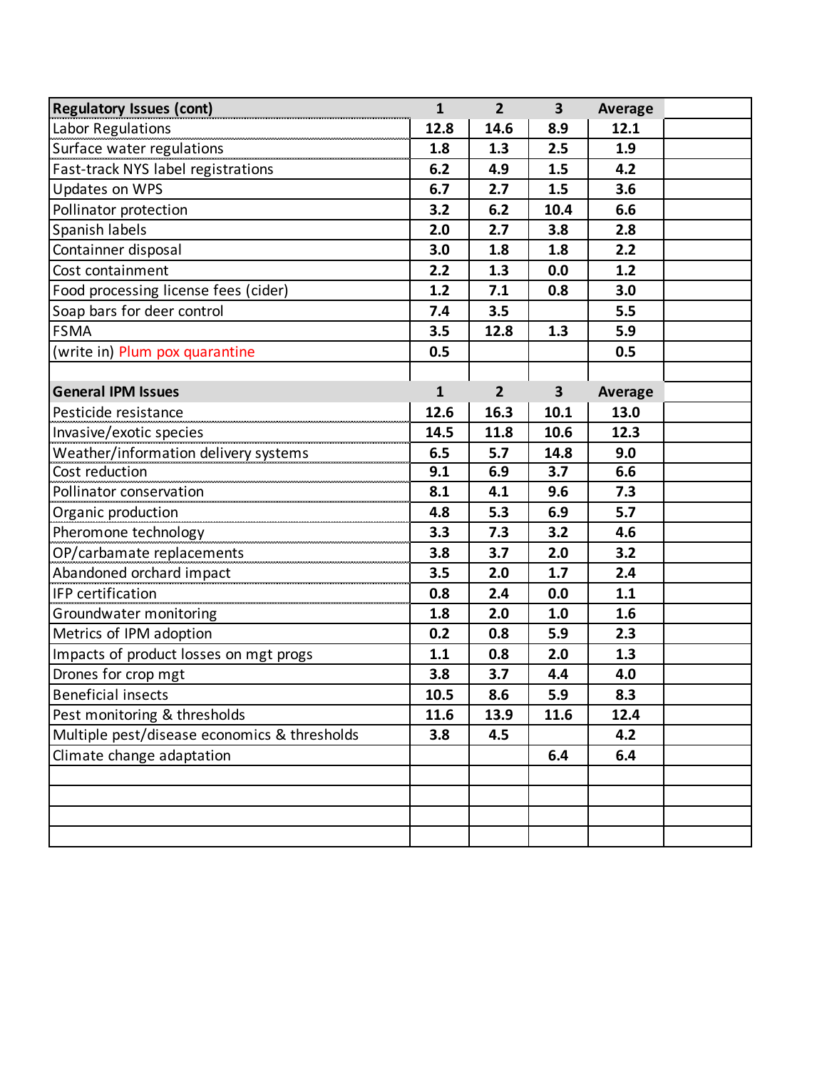| Regulatory Issues (cont) | 1 | 2 | 3 | Average | |
|---|---|---|---|---|---|
| Labor Regulations | **12.8** | **14.6** | **8.9** | **12.1** | |
| Surface water regulations | **1.8** | **1.3** | **2.5** | **1.9** | |
| Fast-track NYS label registrations | **6.2** | **4.9** | **1.5** | **4.2** | |
| Updates on WPS | **6.7** | **2.7** | **1.5** | **3.6** | |
| Pollinator protection | **3.2** | **6.2** | **10.4** | **6.6** | |
| Spanish labels | **2.0** | **2.7** | **3.8** | **2.8** | |
| Containner disposal | **3.0** | **1.8** | **1.8** | **2.2** | |
| Cost containment | **2.2** | **1.3** | **0.0** | **1.2** | |
| Food processing license fees (cider) | **1.2** | **7.1** | **0.8** | **3.0** | |
| Soap bars for deer control | **7.4** | **3.5** | | **5.5** | |
| FSMA | **3.5** | **12.8** | **1.3** | **5.9** | |
| (write in) Plum pox quarantine | **0.5** | | | **0.5** | |
| | | | | | |
| **General IPM Issues** | **1** | **2** | **3** | **Average** | |
| Pesticide resistance | **12.6** | **16.3** | **10.1** | **13.0** | |
| Invasive/exotic species | **14.5** | **11.8** | **10.6** | **12.3** | |
| Weather/information delivery systems | **6.5** | **5.7** | **14.8** | **9.0** | |
| Cost reduction | **9.1** | **6.9** | **3.7** | **6.6** | |
| Pollinator conservation | **8.1** | **4.1** | **9.6** | **7.3** | |
| Organic production | **4.8** | **5.3** | **6.9** | **5.7** | |
| Pheromone technology | **3.3** | **7.3** | **3.2** | **4.6** | |
| OP/carbamate replacements | **3.8** | **3.7** | **2.0** | **3.2** | |
| Abandoned orchard impact | **3.5** | **2.0** | **1.7** | **2.4** | |
| IFP certification | **0.8** | **2.4** | **0.0** | **1.1** | |
| Groundwater monitoring | **1.8** | **2.0** | **1.0** | **1.6** | |
| Metrics of IPM adoption | **0.2** | **0.8** | **5.9** | **2.3** | |
| Impacts of product losses on mgt progs | **1.1** | **0.8** | **2.0** | **1.3** | |
| Drones for crop mgt | **3.8** | **3.7** | **4.4** | **4.0** | |
| Beneficial insects | **10.5** | **8.6** | **5.9** | **8.3** | |
| Pest monitoring & thresholds | **11.6** | **13.9** | **11.6** | **12.4** | |
| Multiple pest/disease economics & thresholds | **3.8** | **4.5** | | **4.2** | |
| Climate change adaptation | | | **6.4** | **6.4** | |
| | | | | | |
| | | | | | |
| | | | | | |
| | | | | | |